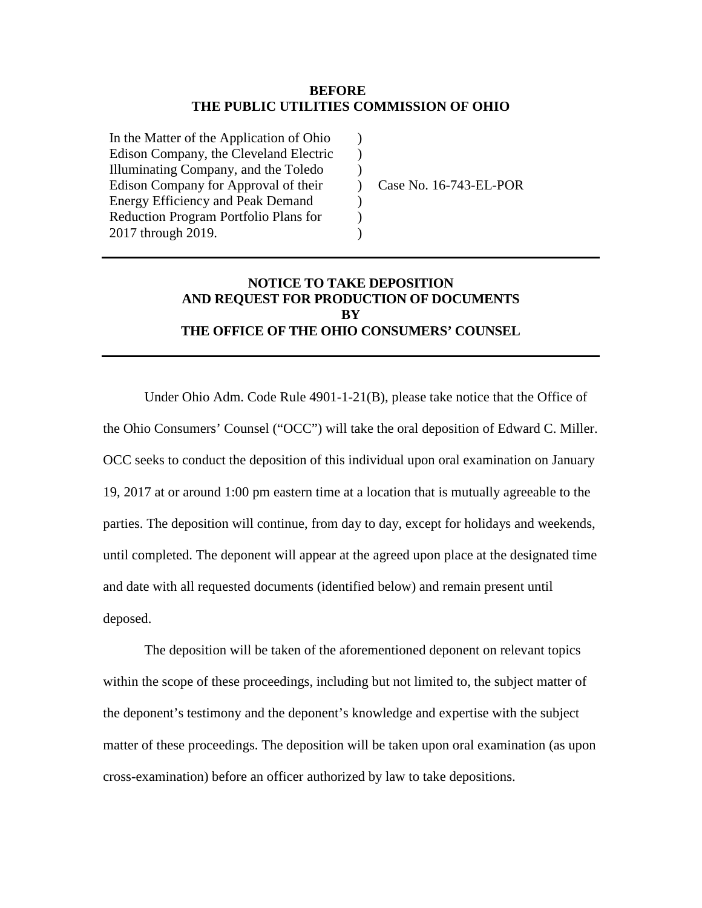**BEFORE**
**THE PUBLIC UTILITIES COMMISSION OF OHIO**

| | | |
|---|---|---|
| In the Matter of the Application of Ohio Edison Company, the Cleveland Electric Illuminating Company, and the Toledo Edison Company for Approval of their Energy Efficiency and Peak Demand Reduction Program Portfolio Plans for 2017 through 2019. | ) ) ) ) ) ) ) | Case No. 16-743-EL-POR |

---

**NOTICE TO TAKE DEPOSITION**
**AND REQUEST FOR PRODUCTION OF DOCUMENTS**
**BY**
**THE OFFICE OF THE OHIO CONSUMERS' COUNSEL**

---

Under Ohio Adm. Code Rule 4901-1-21(B), please take notice that the Office of the Ohio Consumers' Counsel ("OCC") will take the oral deposition of Edward C. Miller. OCC seeks to conduct the deposition of this individual upon oral examination on January 19, 2017 at or around 1:00 pm eastern time at a location that is mutually agreeable to the parties. The deposition will continue, from day to day, except for holidays and weekends, until completed. The deponent will appear at the agreed upon place at the designated time and date with all requested documents (identified below) and remain present until deposed.

The deposition will be taken of the aforementioned deponent on relevant topics within the scope of these proceedings, including but not limited to, the subject matter of the deponent's testimony and the deponent's knowledge and expertise with the subject matter of these proceedings. The deposition will be taken upon oral examination (as upon cross-examination) before an officer authorized by law to take depositions.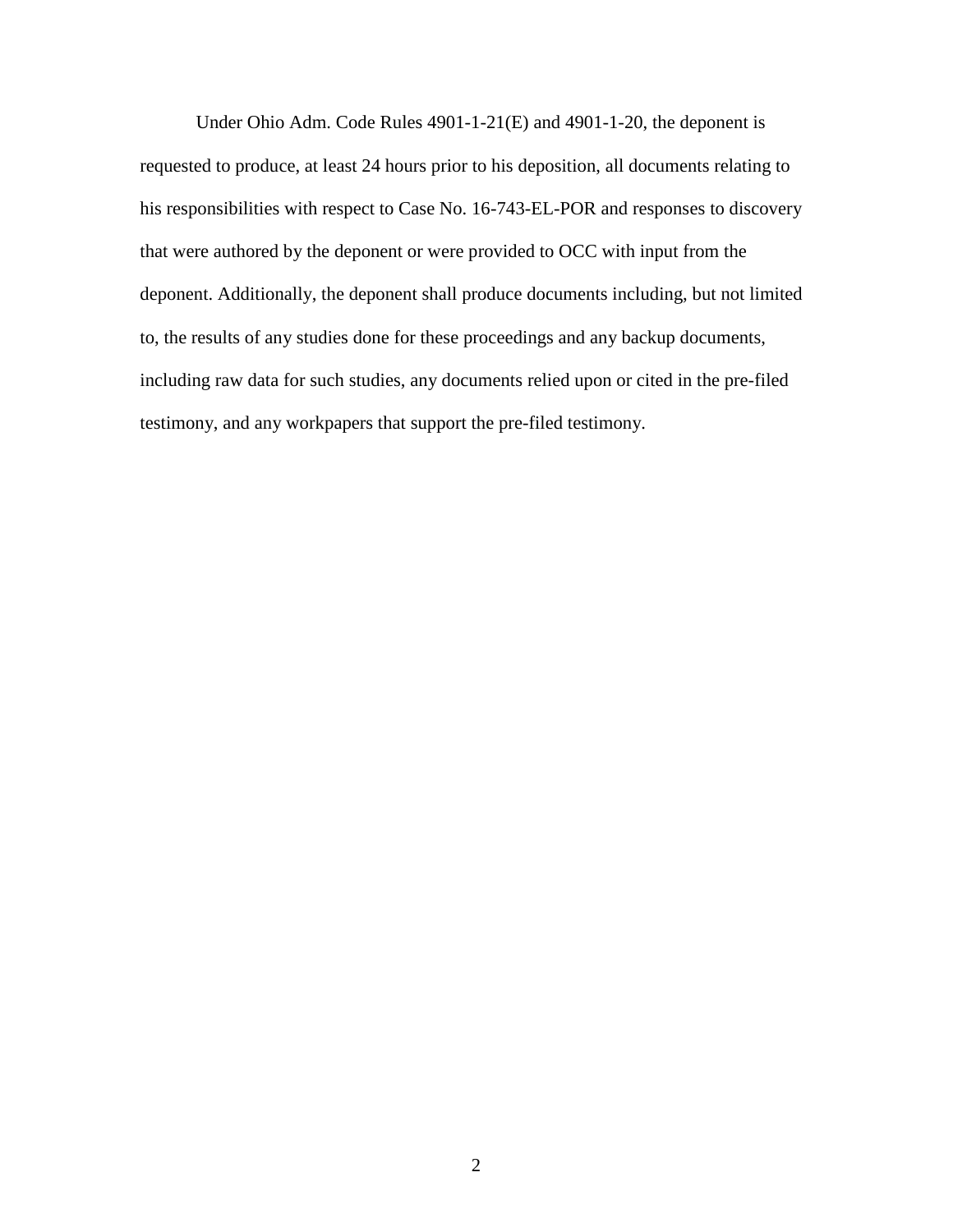Under Ohio Adm. Code Rules 4901-1-21(E) and 4901-1-20, the deponent is requested to produce, at least 24 hours prior to his deposition, all documents relating to his responsibilities with respect to Case No. 16-743-EL-POR and responses to discovery that were authored by the deponent or were provided to OCC with input from the deponent. Additionally, the deponent shall produce documents including, but not limited to, the results of any studies done for these proceedings and any backup documents, including raw data for such studies, any documents relied upon or cited in the pre-filed testimony, and any workpapers that support the pre-filed testimony.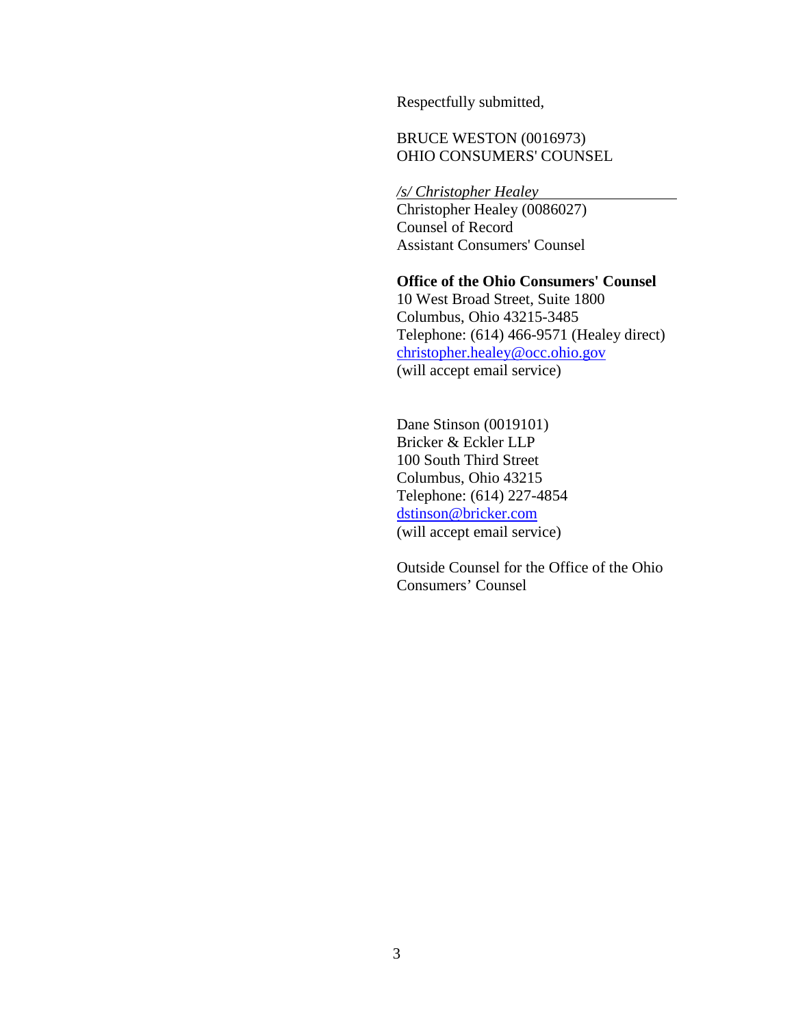Respectfully submitted,

BRUCE WESTON (0016973)
OHIO CONSUMERS' COUNSEL

*/s/ Christopher Healey*
Christopher Healey (0086027)
Counsel of Record
Assistant Consumers' Counsel

**Office of the Ohio Consumers' Counsel**
10 West Broad Street, Suite 1800
Columbus, Ohio 43215-3485
Telephone: (614) 466-9571 (Healey direct)
christopher.healey@occ.ohio.gov
(will accept email service)

Dane Stinson (0019101)
Bricker & Eckler LLP
100 South Third Street
Columbus, Ohio 43215
Telephone: (614) 227-4854
dstinson@bricker.com
(will accept email service)

Outside Counsel for the Office of the Ohio Consumers' Counsel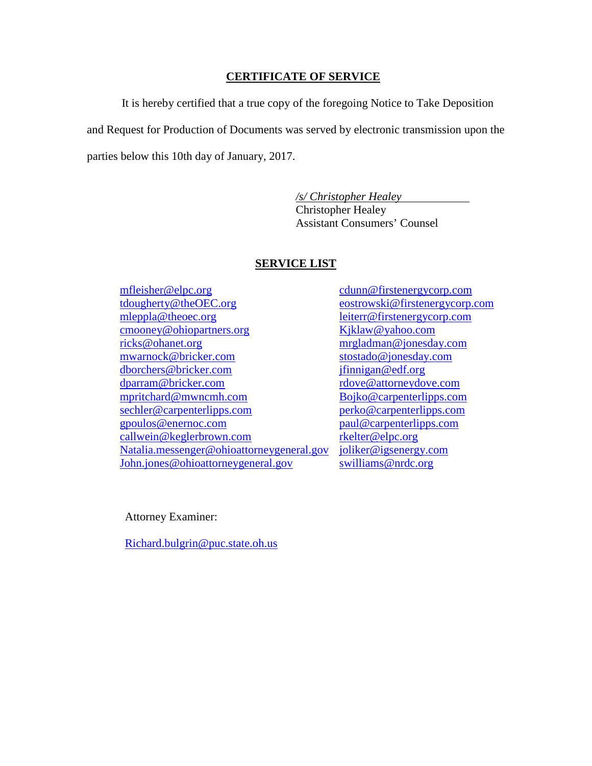## CERTIFICATE OF SERVICE

It is hereby certified that a true copy of the foregoing Notice to Take Deposition and Request for Production of Documents was served by electronic transmission upon the parties below this 10th day of January, 2017.

*/s/ Christopher Healey*
Christopher Healey
Assistant Consumers' Counsel

## SERVICE LIST

mfleisher@elpc.org
tdougherty@theOEC.org
mleppla@theoec.org
cmooney@ohiopartners.org
ricks@ohanet.org
mwarnock@bricker.com
dborchers@bricker.com
dparram@bricker.com
mpritchard@mwncmh.com
sechler@carpenterlipps.com
gpoulos@enernoc.com
callwein@keglerbrown.com
Natalia.messenger@ohioattorneygeneral.gov
John.jones@ohioattorneygeneral.gov

cdunn@firstenergycorp.com
eostrowski@firstenergycorp.com
leiterr@firstenergycorp.com
Kjklaw@yahoo.com
mrgladman@jonesday.com
stostado@jonesday.com
jfinnigan@edf.org
rdove@attorneydove.com
Bojko@carpenterlipps.com
perko@carpenterlipps.com
paul@carpenterlipps.com
rkelter@elpc.org
joliker@igsenergy.com
swilliams@nrdc.org

Attorney Examiner:

Richard.bulgrin@puc.state.oh.us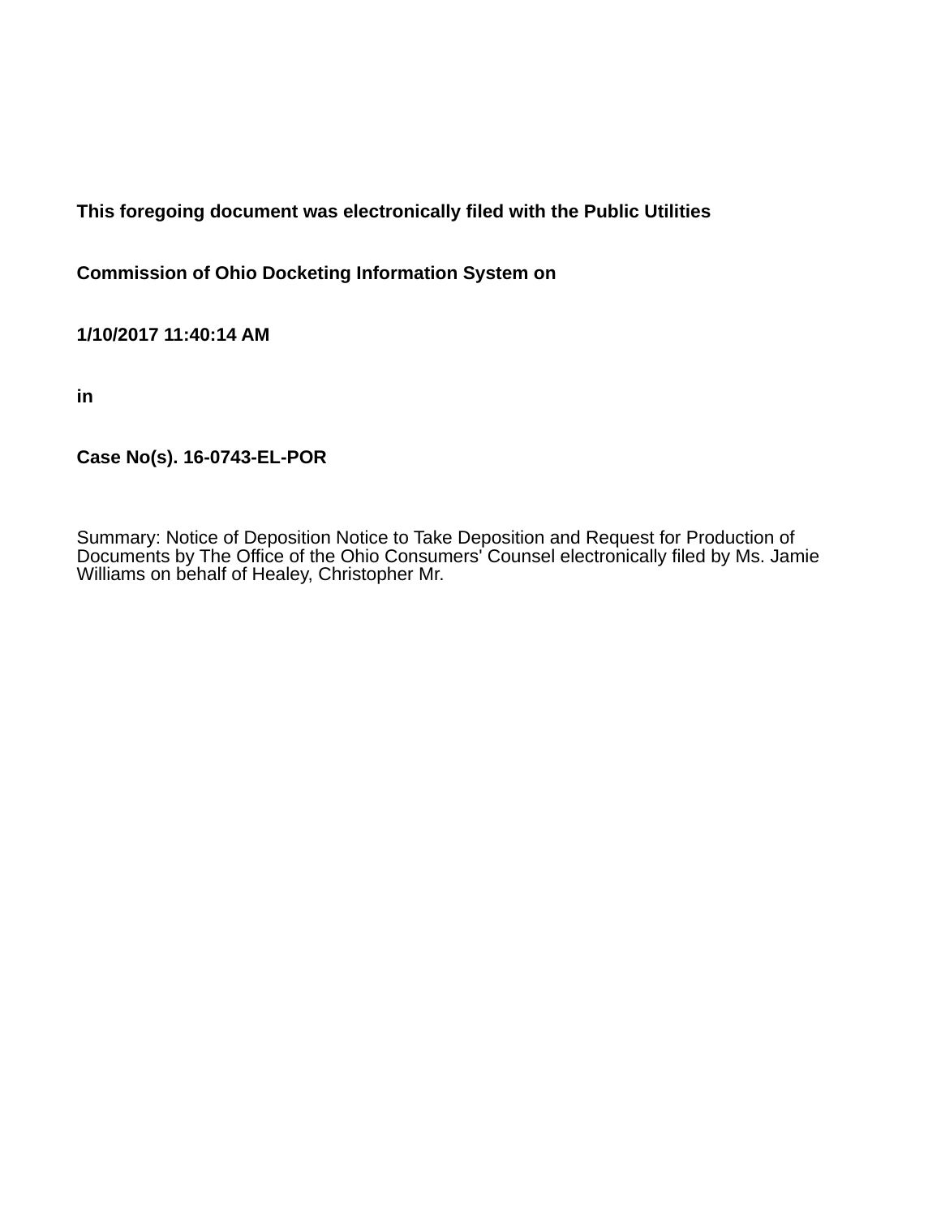**This foregoing document was electronically filed with the Public Utilities**

**Commission of Ohio Docketing Information System on**

**1/10/2017 11:40:14 AM**

**in**

**Case No(s). 16-0743-EL-POR**

Summary: Notice of Deposition Notice to Take Deposition and Request for Production of Documents by The Office of the Ohio Consumers' Counsel electronically filed by Ms. Jamie Williams on behalf of Healey, Christopher Mr.